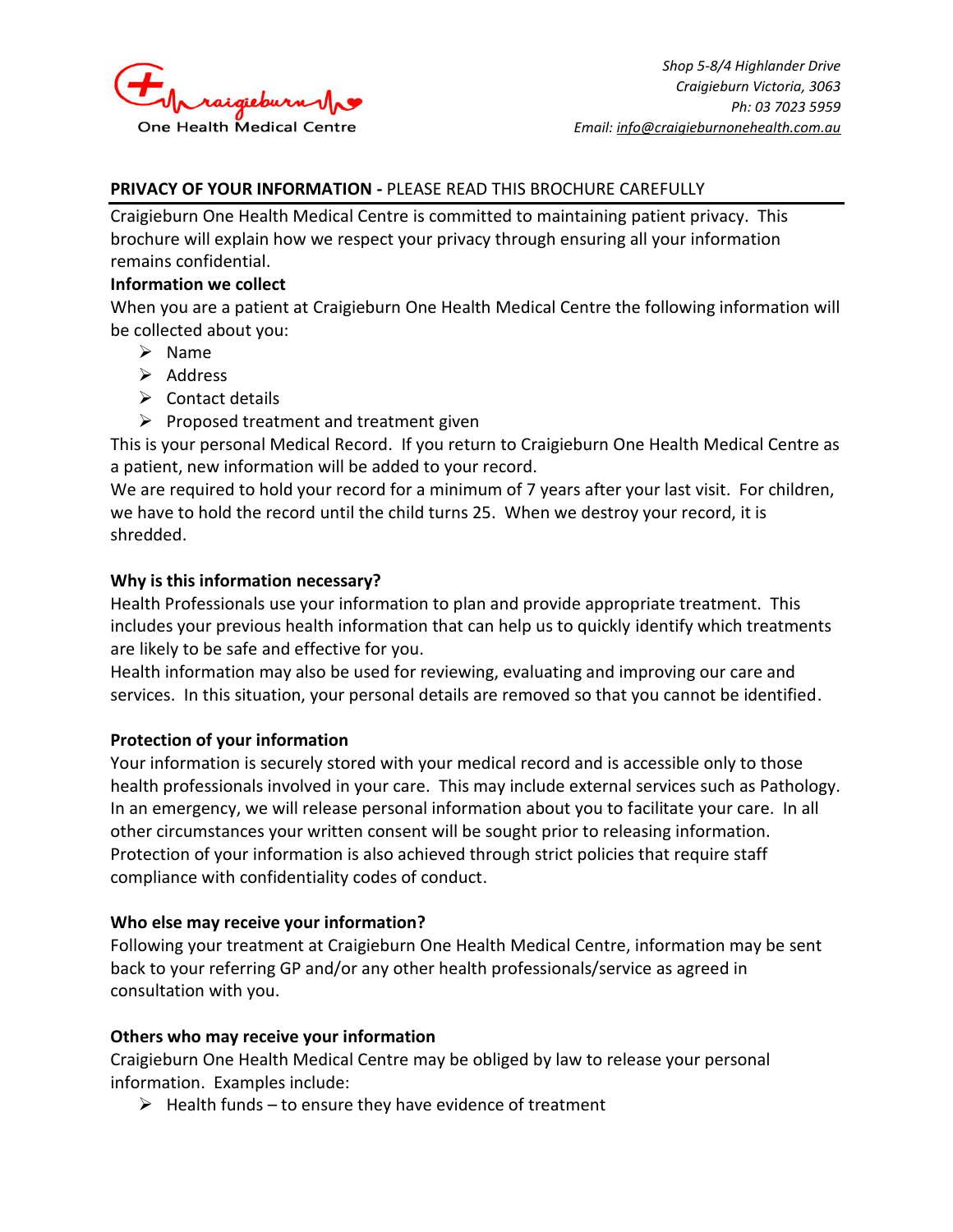Craigieburn One Health Medical Centre

*Shop 5-8/4 Highlander Drive*
*Craigieburn Victoria, 3063*
*Ph: 03 7023 5959*
*Email: info@craigieburnonehealth.com.au*

## **PRIVACY OF YOUR INFORMATION -** PLEASE READ THIS BROCHURE CAREFULLY

Craigieburn One Health Medical Centre is committed to maintaining patient privacy. This brochure will explain how we respect your privacy through ensuring all your information remains confidential.

### Information we collect

When you are a patient at Craigieburn One Health Medical Centre the following information will be collected about you:

- Name
- Address
- Contact details
- Proposed treatment and treatment given

This is your personal Medical Record. If you return to Craigieburn One Health Medical Centre as a patient, new information will be added to your record.

We are required to hold your record for a minimum of 7 years after your last visit. For children, we have to hold the record until the child turns 25. When we destroy your record, it is shredded.

### Why is this information necessary?

Health Professionals use your information to plan and provide appropriate treatment. This includes your previous health information that can help us to quickly identify which treatments are likely to be safe and effective for you.

Health information may also be used for reviewing, evaluating and improving our care and services. In this situation, your personal details are removed so that you cannot be identified.

### Protection of your information

Your information is securely stored with your medical record and is accessible only to those health professionals involved in your care. This may include external services such as Pathology. In an emergency, we will release personal information about you to facilitate your care. In all other circumstances your written consent will be sought prior to releasing information. Protection of your information is also achieved through strict policies that require staff compliance with confidentiality codes of conduct.

### Who else may receive your information?

Following your treatment at Craigieburn One Health Medical Centre, information may be sent back to your referring GP and/or any other health professionals/service as agreed in consultation with you.

### Others who may receive your information

Craigieburn One Health Medical Centre may be obliged by law to release your personal information. Examples include:

- Health funds – to ensure they have evidence of treatment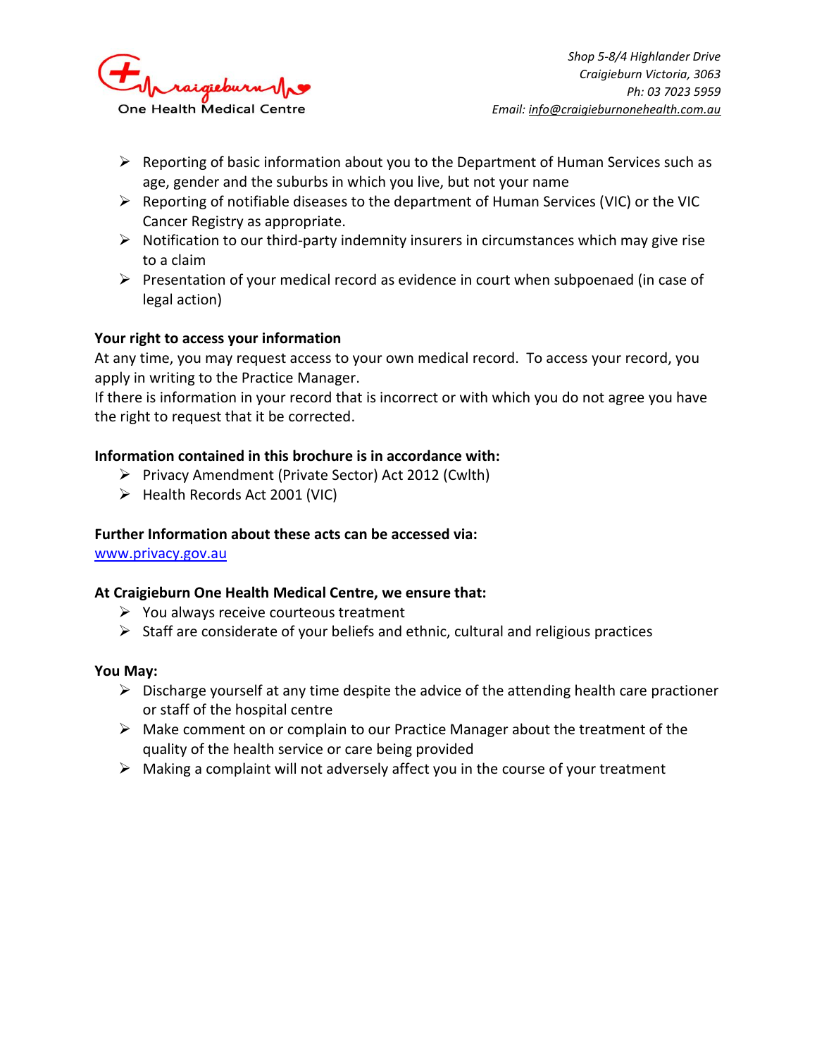- Reporting of basic information about you to the Department of Human Services such as age, gender and the suburbs in which you live, but not your name
- Reporting of notifiable diseases to the department of Human Services (VIC) or the VIC Cancer Registry as appropriate.
- Notification to our third-party indemnity insurers in circumstances which may give rise to a claim
- Presentation of your medical record as evidence in court when subpoenaed (in case of legal action)

**Your right to access your information**

At any time, you may request access to your own medical record. To access your record, you apply in writing to the Practice Manager.

If there is information in your record that is incorrect or with which you do not agree you have the right to request that it be corrected.

**Information contained in this brochure is in accordance with:**

- Privacy Amendment (Private Sector) Act 2012 (Cwlth)
- Health Records Act 2001 (VIC)

**Further Information about these acts can be accessed via:**

www.privacy.gov.au

**At Craigieburn One Health Medical Centre, we ensure that:**

- You always receive courteous treatment
- Staff are considerate of your beliefs and ethnic, cultural and religious practices

**You May:**

- Discharge yourself at any time despite the advice of the attending health care practioner or staff of the hospital centre
- Make comment on or complain to our Practice Manager about the treatment of the quality of the health service or care being provided
- Making a complaint will not adversely affect you in the course of your treatment